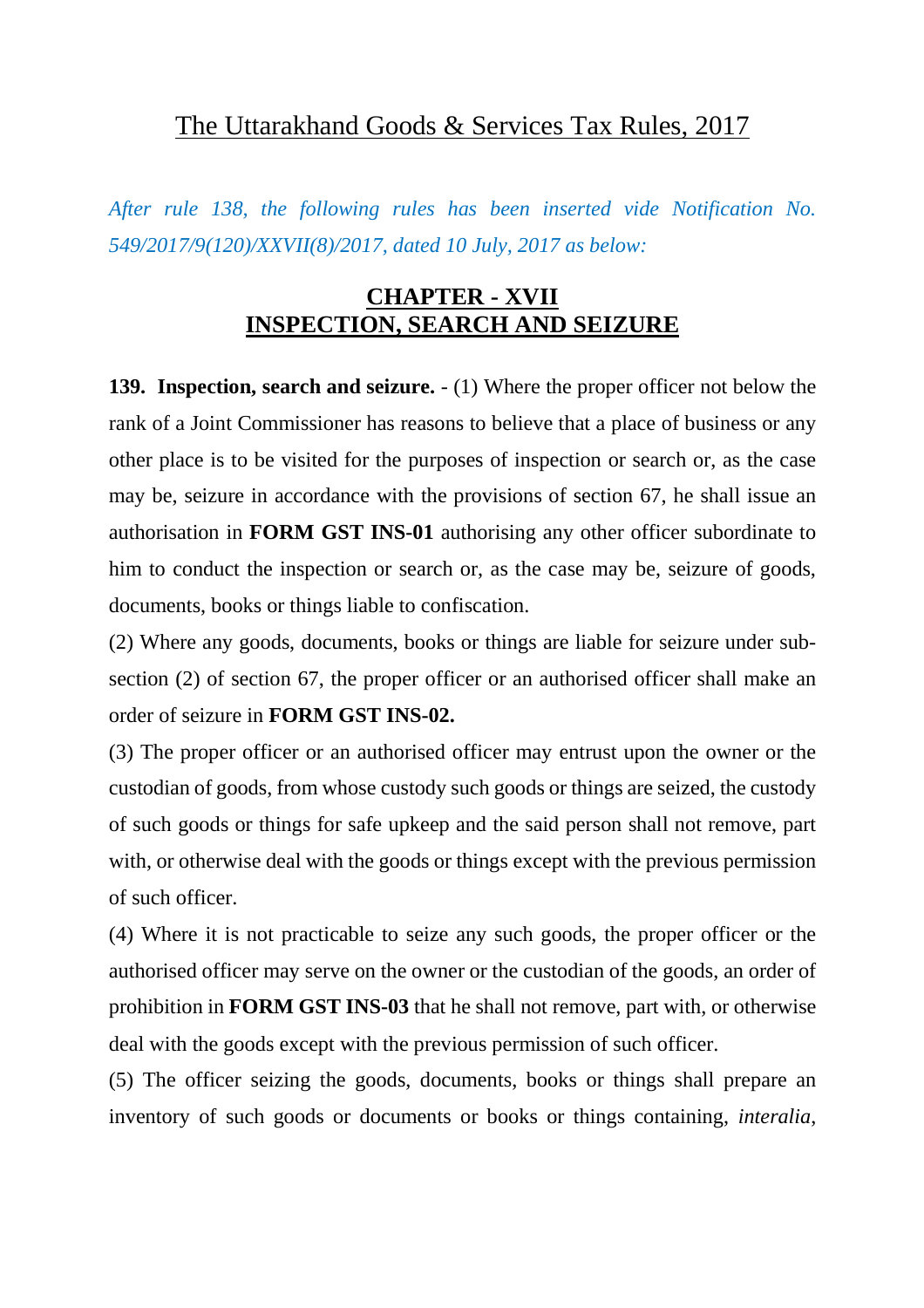# The Uttarakhand Goods & Services Tax Rules, 2017

*After rule 138, the following rules has been inserted vide Notification No. 549/2017/9(120)/XXVII(8)/2017, dated 10 July, 2017 as below:*

## CHAPTER - XVII
## INSPECTION, SEARCH AND SEIZURE

**139. Inspection, search and seizure.** - (1) Where the proper officer not below the rank of a Joint Commissioner has reasons to believe that a place of business or any other place is to be visited for the purposes of inspection or search or, as the case may be, seizure in accordance with the provisions of section 67, he shall issue an authorisation in **FORM GST INS-01** authorising any other officer subordinate to him to conduct the inspection or search or, as the case may be, seizure of goods, documents, books or things liable to confiscation.

(2) Where any goods, documents, books or things are liable for seizure under sub-section (2) of section 67, the proper officer or an authorised officer shall make an order of seizure in **FORM GST INS-02.**

(3) The proper officer or an authorised officer may entrust upon the owner or the custodian of goods, from whose custody such goods or things are seized, the custody of such goods or things for safe upkeep and the said person shall not remove, part with, or otherwise deal with the goods or things except with the previous permission of such officer.

(4) Where it is not practicable to seize any such goods, the proper officer or the authorised officer may serve on the owner or the custodian of the goods, an order of prohibition in **FORM GST INS-03** that he shall not remove, part with, or otherwise deal with the goods except with the previous permission of such officer.

(5) The officer seizing the goods, documents, books or things shall prepare an inventory of such goods or documents or books or things containing, *interalia,*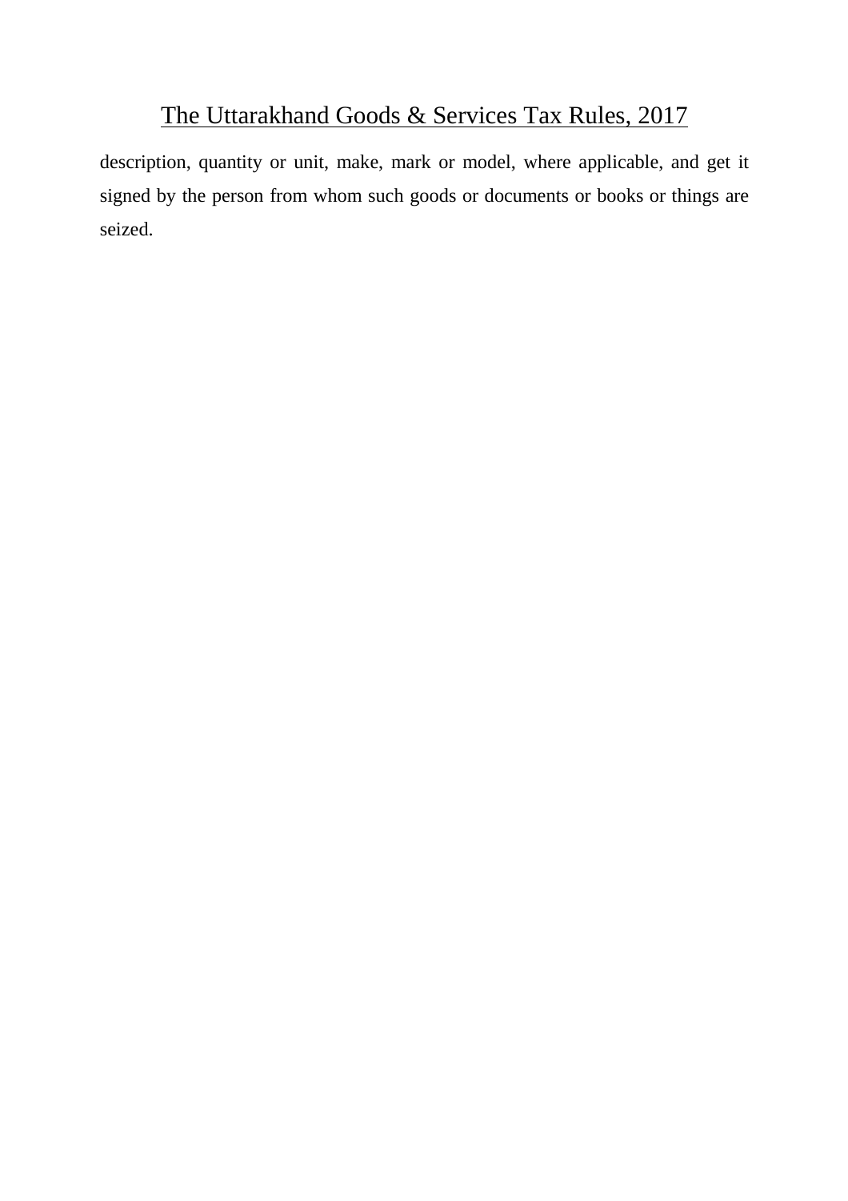description, quantity or unit, make, mark or model, where applicable, and get it signed by the person from whom such goods or documents or books or things are seized.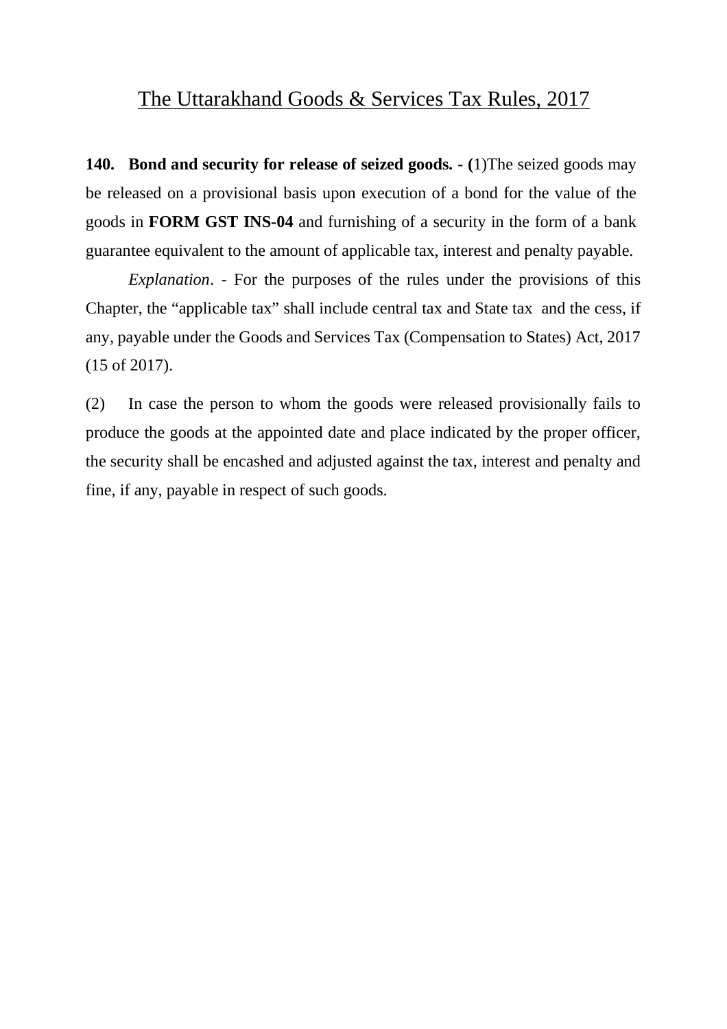# The Uttarakhand Goods & Services Tax Rules, 2017

**140. Bond and security for release of seized goods. - (**1)The seized goods may be released on a provisional basis upon execution of a bond for the value of the goods in **FORM GST INS-04** and furnishing of a security in the form of a bank guarantee equivalent to the amount of applicable tax, interest and penalty payable.

*Explanation*. - For the purposes of the rules under the provisions of this Chapter, the "applicable tax" shall include central tax and State tax and the cess, if any, payable under the Goods and Services Tax (Compensation to States) Act, 2017 (15 of 2017).

(2) In case the person to whom the goods were released provisionally fails to produce the goods at the appointed date and place indicated by the proper officer, the security shall be encashed and adjusted against the tax, interest and penalty and fine, if any, payable in respect of such goods.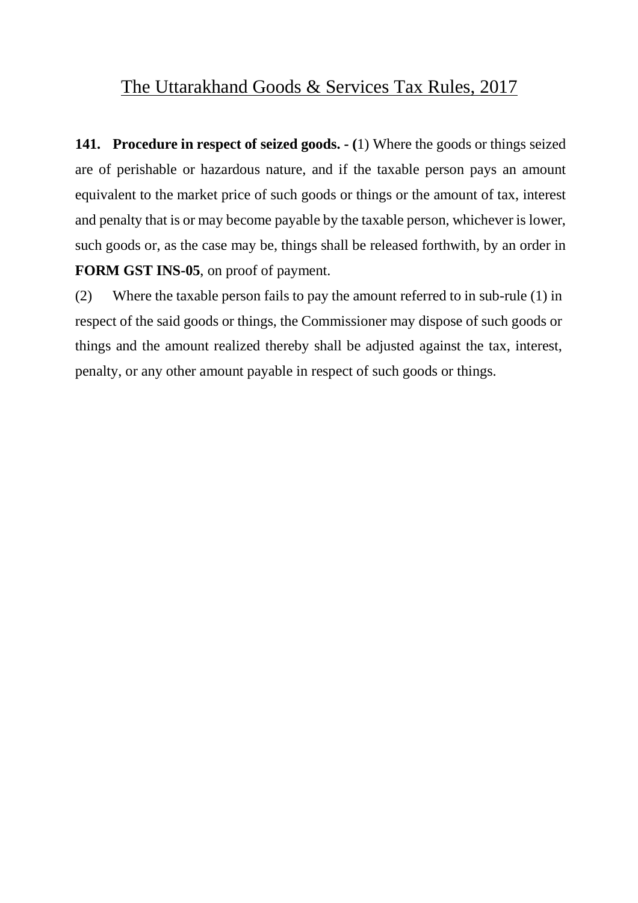# The Uttarakhand Goods & Services Tax Rules, 2017

**141. Procedure in respect of seized goods. - (**1) Where the goods or things seized are of perishable or hazardous nature, and if the taxable person pays an amount equivalent to the market price of such goods or things or the amount of tax, interest and penalty that is or may become payable by the taxable person, whichever is lower, such goods or, as the case may be, things shall be released forthwith, by an order in **FORM GST INS-05**, on proof of payment.

(2) Where the taxable person fails to pay the amount referred to in sub-rule (1) in respect of the said goods or things, the Commissioner may dispose of such goods or things and the amount realized thereby shall be adjusted against the tax, interest, penalty, or any other amount payable in respect of such goods or things.